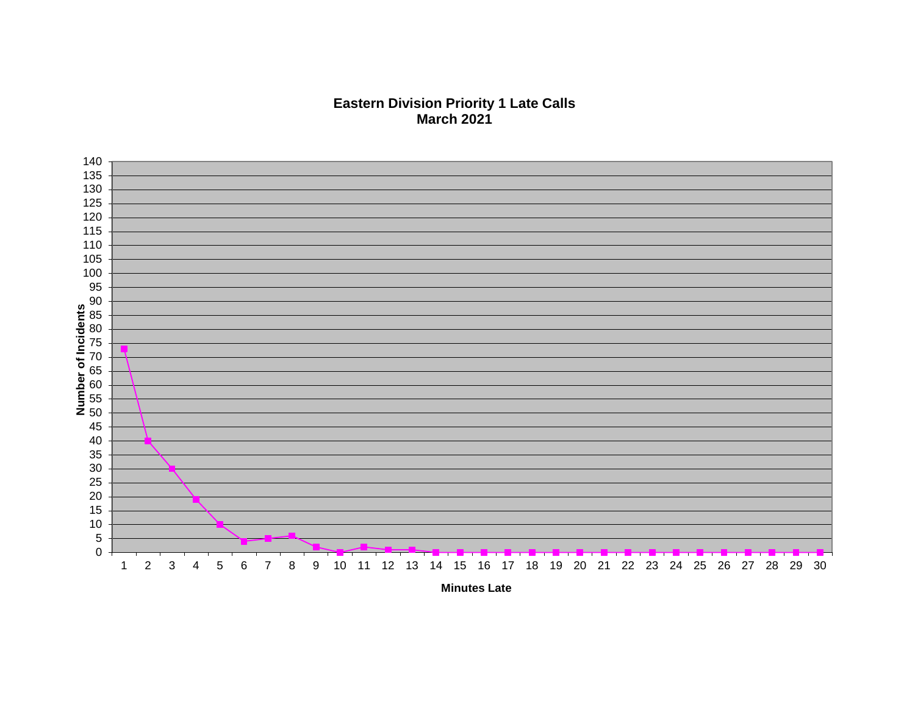# Eastern Division Priority 1 Late Calls
## March 2021

| Minutes Late | Number of Incidents |
|---|---|
| 1 | 73 |
| 2 | 40 |
| 3 | 30 |
| 4 | 19 |
| 5 | 10 |
| 6 | 4 |
| 7 | 5 |
| 8 | 6 |
| 9 | 2 |
| 10 | 0 |
| 11 | 2 |
| 12 | 1 |
| 13 | 1 |
| 14 | 0 |
| 15 | 0 |
| 16 | 0 |
| 17 | 0 |
| 18 | 0 |
| 19 | 0 |
| 20 | 0 |
| 21 | 0 |
| 22 | 0 |
| 23 | 0 |
| 24 | 0 |
| 25 | 0 |
| 26 | 0 |
| 27 | 0 |
| 28 | 0 |
| 29 | 0 |
| 30 | 0 |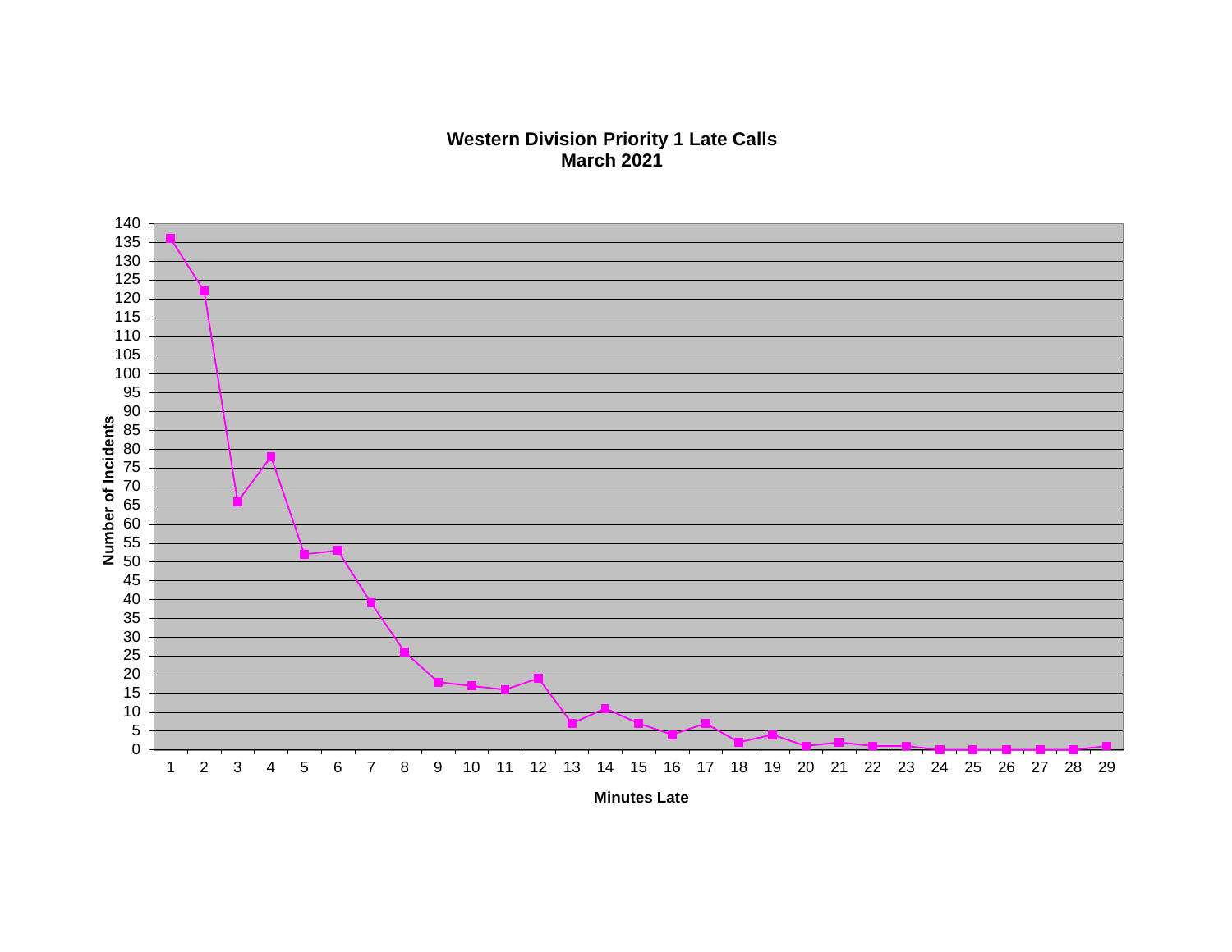## Western Division Priority 1 Late Calls
## March 2021

| Minutes Late | Number of Incidents |
|---|---|
| 1 | 136 |
| 2 | 122 |
| 3 | 66 |
| 4 | 78 |
| 5 | 52 |
| 6 | 53 |
| 7 | 39 |
| 8 | 26 |
| 9 | 18 |
| 10 | 17 |
| 11 | 16 |
| 12 | 19 |
| 13 | 7 |
| 14 | 11 |
| 15 | 7 |
| 16 | 4 |
| 17 | 7 |
| 18 | 2 |
| 19 | 4 |
| 20 | 1 |
| 21 | 2 |
| 22 | 1 |
| 23 | 1 |
| 24 | 0 |
| 25 | 0 |
| 26 | 0 |
| 27 | 0 |
| 28 | 0 |
| 29 | 1 |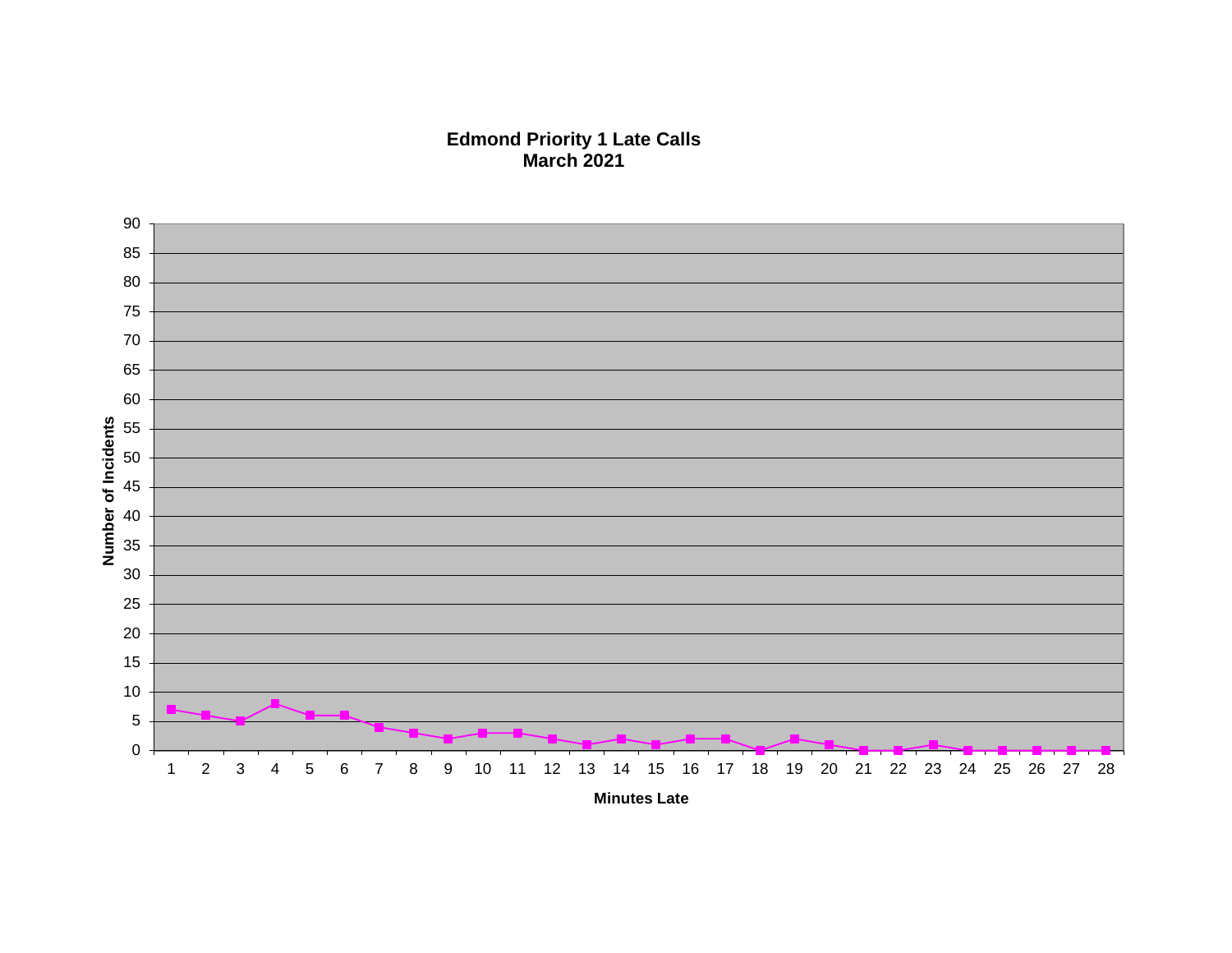**Edmond Priority 1 Late Calls**
**March 2021**

Number of Incidents

90
85
80
75
70
65
60
55
50
45
40
35
30
25
20
15
10
5
0

1 2 3 4 5 6 7 8 9 10 11 12 13 14 15 16 17 18 19 20 21 22 23 24 25 26 27 28

Minutes Late